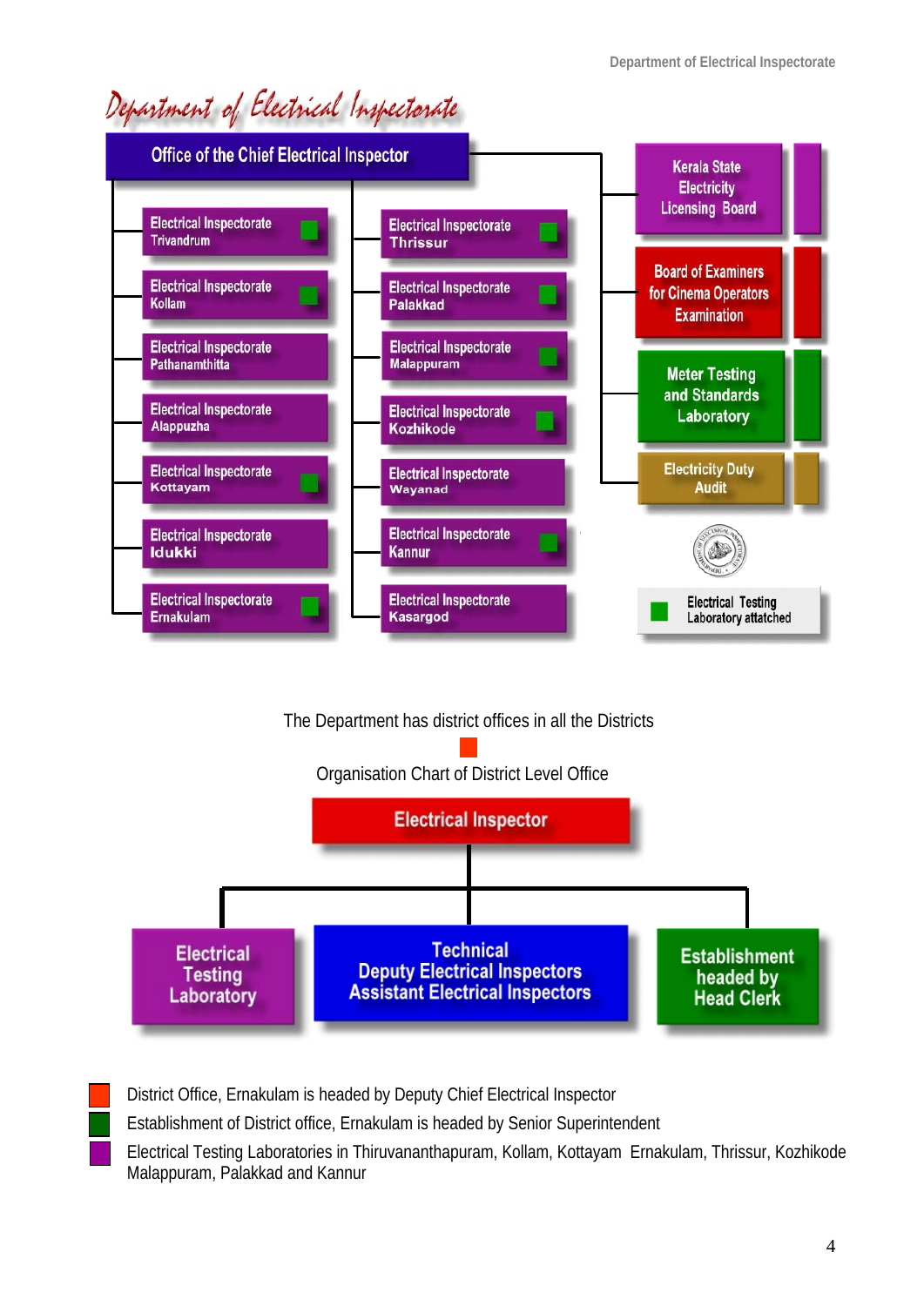# Department of Electrical Inspectorate

## Office of the Chief Electrical Inspector

- Electrical Inspectorate Trivandrum ■
- Electrical Inspectorate Kollam ■
- Electrical Inspectorate Pathanamthitta
- Electrical Inspectorate Alappuzha
- Electrical Inspectorate Kottayam ■
- Electrical Inspectorate Idukki
- Electrical Inspectorate Ernakulam ■
- Electrical Inspectorate Thrissur ■
- Electrical Inspectorate Palakkad ■
- Electrical Inspectorate Malappuram ■
- Electrical Inspectorate Kozhikode ■
- Electrical Inspectorate Wayanad
- Electrical Inspectorate Kannur ■
- Electrical Inspectorate Kasargod

- Kerala State Electricity Licensing Board
- Board of Examiners for Cinema Operators Examination
- Meter Testing and Standards Laboratory
- Electricity Duty Audit

■ Electrical Testing Laboratory attatched

The Department has district offices in all the Districts

## Organisation Chart of District Level Office

**Electrical Inspector**

- Electrical Testing Laboratory
- Technical: Deputy Electrical Inspectors, Assistant Electrical Inspectors
- Establishment headed by Head Clerk

District Office, Ernakulam is headed by Deputy Chief Electrical Inspector

Establishment of District office, Ernakulam is headed by Senior Superintendent

Electrical Testing Laboratories in Thiruvananthapuram, Kollam, Kottayam Ernakulam, Thrissur, Kozhikode Malappuram, Palakkad and Kannur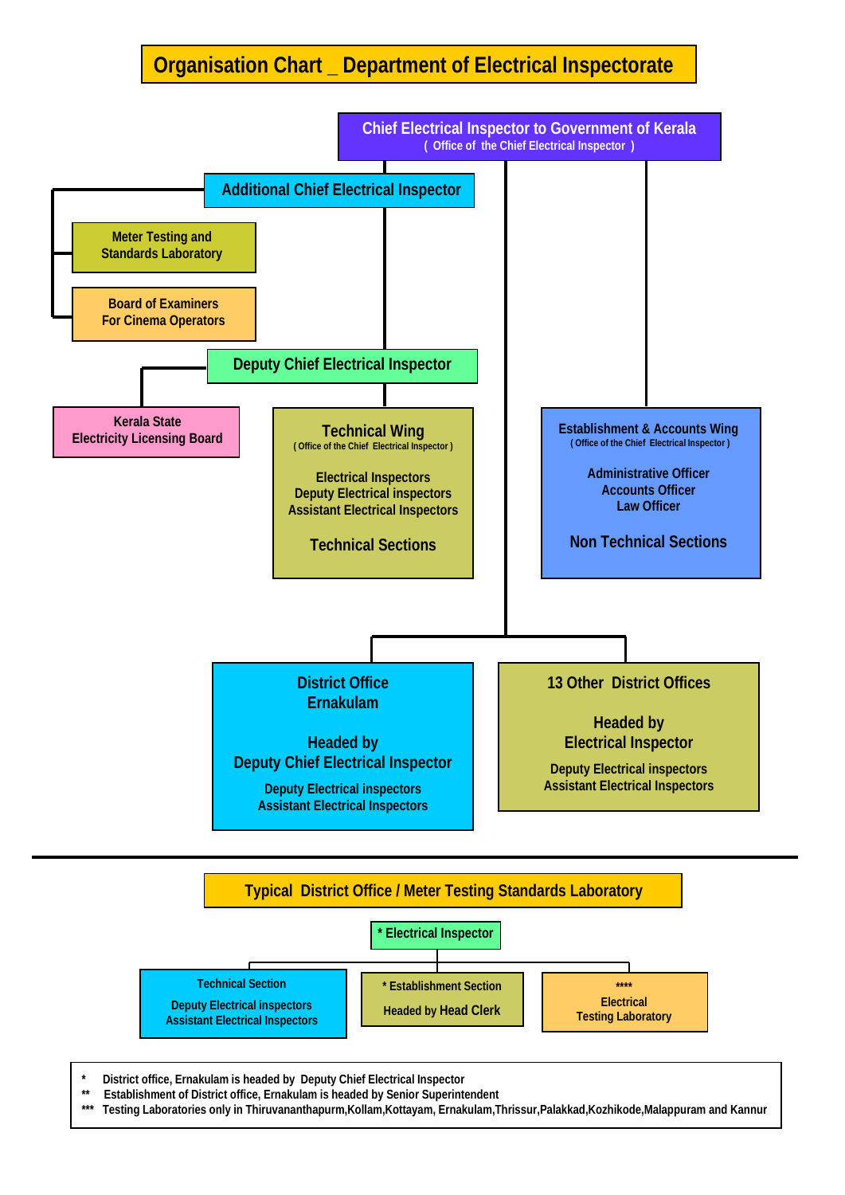# Organisation Chart _ Department of Electrical Inspectorate

**Chief Electrical Inspector to Government of Kerala**
( Office of the Chief Electrical Inspector )

- **Additional Chief Electrical Inspector**
  - Meter Testing and Standards Laboratory
  - Board of Examiners For Cinema Operators
  - **Deputy Chief Electrical Inspector**
    - Kerala State Electricity Licensing Board
    - **Technical Wing**
      ( Office of the Chief Electrical Inspector )
      - Electrical Inspectors
      - Deputy Electrical inspectors
      - Assistant Electrical Inspectors
      - Technical Sections
- **Establishment & Accounts Wing**
  ( Office of the Chief Electrical Inspector )
  - Administrative Officer
  - Accounts Officer
  - Law Officer
  - Non Technical Sections
- **District Office Ernakulam**
  - Headed by Deputy Chief Electrical Inspector
  - Deputy Electrical inspectors
  - Assistant Electrical Inspectors
- **13 Other District Offices**
  - Headed by Electrical Inspector
  - Deputy Electrical inspectors
  - Assistant Electrical Inspectors

---

## Typical District Office / Meter Testing Standards Laboratory

**\* Electrical Inspector**

- **Technical Section**
  - Deputy Electrical inspectors
  - Assistant Electrical Inspectors
- **\* Establishment Section**
  - Headed by Head Clerk
- **\*\*\*\* Electrical Testing Laboratory**

---

\* District office, Ernakulam is headed by Deputy Chief Electrical Inspector

\*\* Establishment of District office, Ernakulam is headed by Senior Superintendent

\*\*\* Testing Laboratories only in Thiruvananthapurm,Kollam,Kottayam, Ernakulam,Thrissur,Palakkad,Kozhikode,Malappuram and Kannur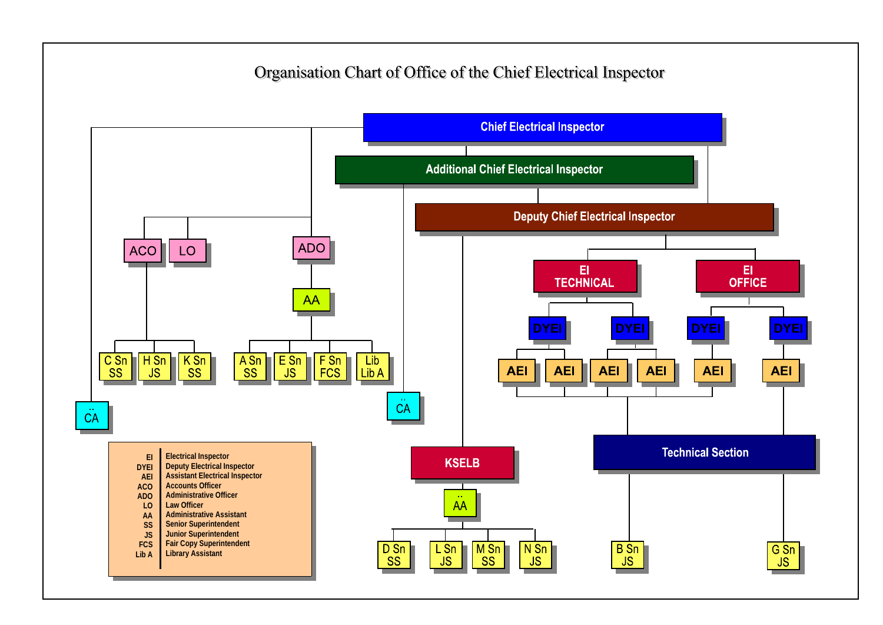# Organisation Chart of Office of the Chief Electrical Inspector

- **Chief Electrical Inspector**
  - CA
  - ACO
    - C Sn SS
    - H Sn JS
    - K Sn SS
  - LO
  - ADO
    - AA
      - A Sn SS
      - E Sn JS
      - F Sn FCS
      - Lib Lib A
  - **Additional Chief Electrical Inspector**
    - CA
    - **Deputy Chief Electrical Inspector**
      - KSELB
        - AA
          - D Sn SS
          - L Sn JS
          - M Sn SS
          - N Sn JS
      - EI TECHNICAL
        - DYEI
          - AEI
          - AEI
        - DYEI
          - AEI
          - AEI
      - EI OFFICE
        - DYEI
          - AEI
        - DYEI
          - AEI
      - Technical Section
        - B Sn JS
        - G Sn JS

| | |
|---|---|
| EI | Electrical Inspector |
| DYEI | Deputy Electrical Inspector |
| AEI | Assistant Electrical Inspector |
| ACO | Accounts Officer |
| ADO | Administrative Officer |
| LO | Law Officer |
| AA | Administrative Assistant |
| SS | Senior Superintendent |
| JS | Junior Superintendent |
| FCS | Fair Copy Superintendent |
| Lib A | Library Assistant |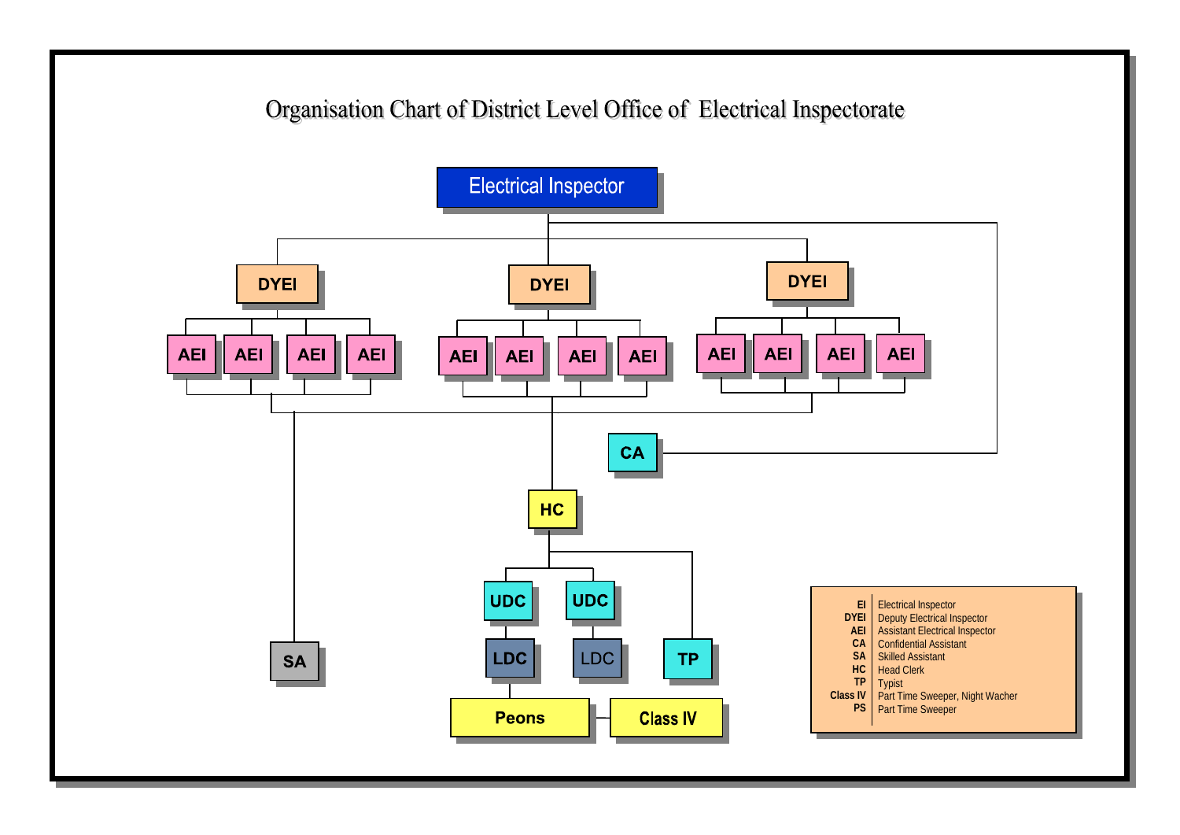# Organisation Chart of District Level Office of Electrical Inspectorate

Electrical Inspector

DYEI

DYEI

DYEI

AEI AEI AEI AEI

AEI AEI AEI AEI

AEI AEI AEI AEI

CA

HC

UDC

UDC

SA

LDC

LDC

TP

Peons

Class IV

| | |
|---|---|
| EI | Electrical Inspector |
| DYEI | Deputy Electrical Inspector |
| AEI | Assistant Electrical Inspector |
| CA | Confidential Assistant |
| SA | Skilled Assistant |
| HC | Head Clerk |
| TP | Typist |
| Class IV | Part Time Sweeper, Night Wacher |
| PS | Part Time Sweeper |